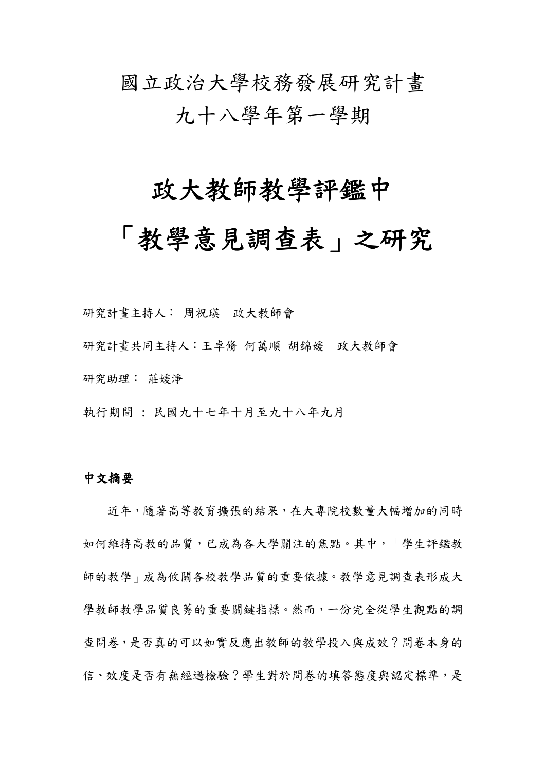國立政治大學校務發展研究計畫

九十八學年第一學期

# 政大教師教學評鑑中

# 「教學意見調查表」之研究

研究計畫主持人： 周祝瑛　政大教師會

研究計畫共同主持人：王卓脩 何萬順 胡錦媛　政大教師會

研究助理： 莊媛淨

執行期間 ： 民國九十七年十月至九十八年九月

**中文摘要**

近年，隨著高等教育擴張的結果，在大專院校數量大幅增加的同時如何維持高教的品質，已成為各大學關注的焦點。其中，「學生評鑑教師的教學」成為攸關各校教學品質的重要依據。教學意見調查表形成大學教師教學品質良莠的重要關鍵指標。然而，一份完全從學生觀點的調查問卷，是否真的可以如實反應出教師的教學投入與成效？問卷本身的信、效度是否有無經過檢驗？學生對於問卷的填答態度與認定標準，是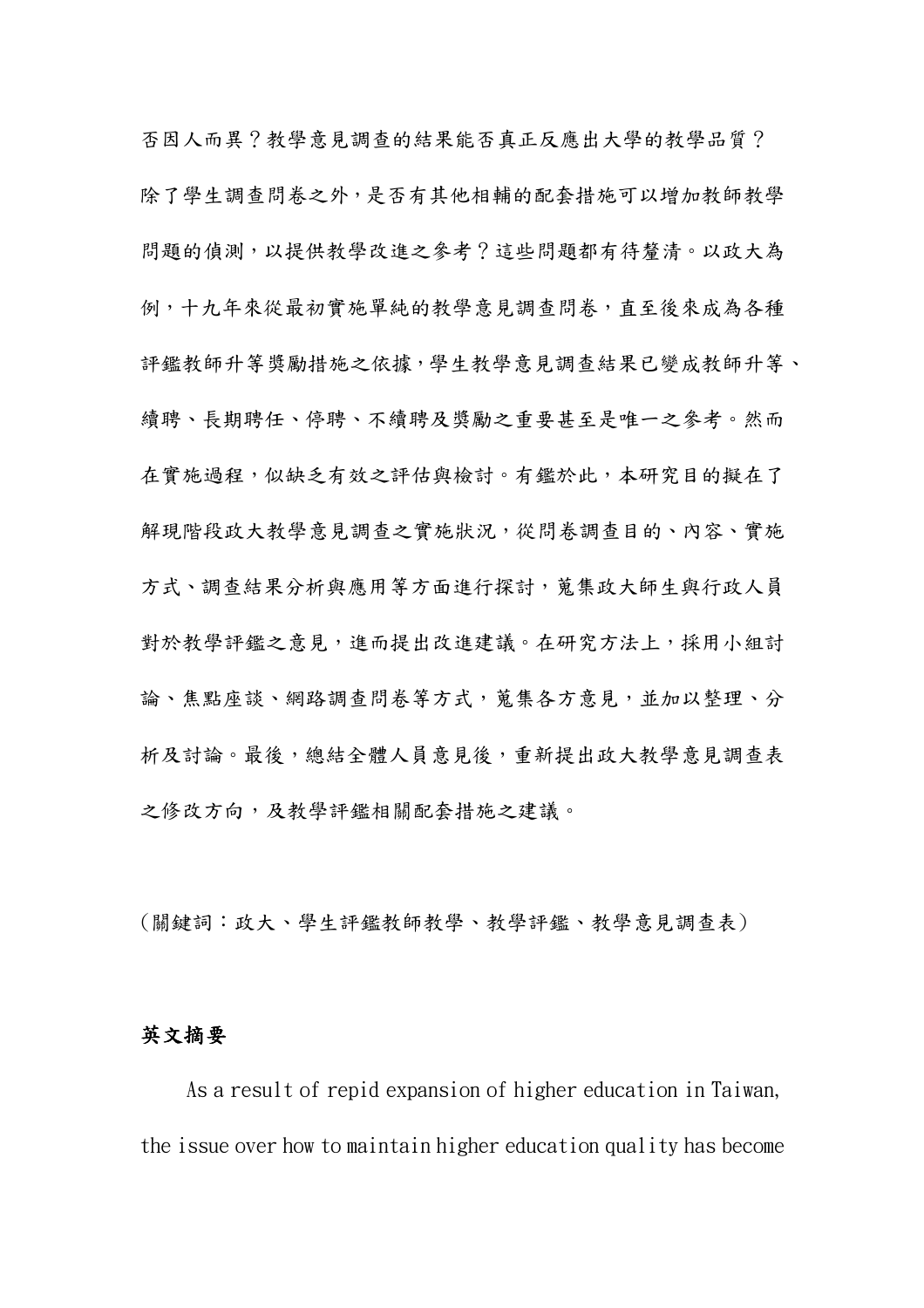否因人而異？教學意見調查的結果能否真正反應出大學的教學品質？除了學生調查問卷之外，是否有其他相輔的配套措施可以增加教師教學問題的偵測，以提供教學改進之參考？這些問題都有待釐清。以政大為例，十九年來從最初實施單純的教學意見調查問卷，直至後來成為各種評鑑教師升等獎勵措施之依據，學生教學意見調查結果已變成教師升等、續聘、長期聘任、停聘、不續聘及獎勵之重要甚至是唯一之參考。然而在實施過程，似缺乏有效之評估與檢討。有鑑於此，本研究目的擬在了解現階段政大教學意見調查之實施狀況，從問卷調查目的、內容、實施方式、調查結果分析與應用等方面進行探討，蒐集政大師生與行政人員對於教學評鑑之意見，進而提出改進建議。在研究方法上，採用小組討論、焦點座談、網路調查問卷等方式，蒐集各方意見，並加以整理、分析及討論。最後，總結全體人員意見後，重新提出政大教學意見調查表之修改方向，及教學評鑑相關配套措施之建議。

（關鍵詞：政大、學生評鑑教師教學、教學評鑑、教學意見調查表）

## 英文摘要

As a result of repid expansion of higher education in Taiwan, the issue over how to maintain higher education quality has become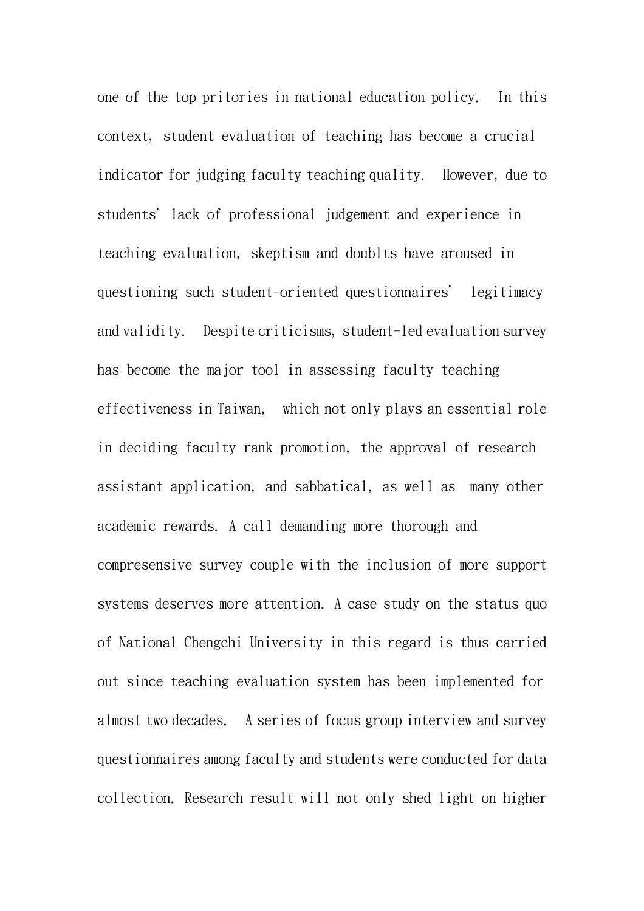one of the top pritories in national education policy. In this context, student evaluation of teaching has become a crucial indicator for judging faculty teaching quality. However, due to students' lack of professional judgement and experience in teaching evaluation, skeptism and doublts have aroused in questioning such student-oriented questionnaires' legitimacy and validity. Despite criticisms, student-led evaluation survey has become the major tool in assessing faculty teaching effectiveness in Taiwan, which not only plays an essential role in deciding faculty rank promotion, the approval of research assistant application, and sabbatical, as well as many other academic rewards. A call demanding more thorough and compresensive survey couple with the inclusion of more support systems deserves more attention. A case study on the status quo of National Chengchi University in this regard is thus carried out since teaching evaluation system has been implemented for almost two decades. A series of focus group interview and survey questionnaires among faculty and students were conducted for data collection. Research result will not only shed light on higher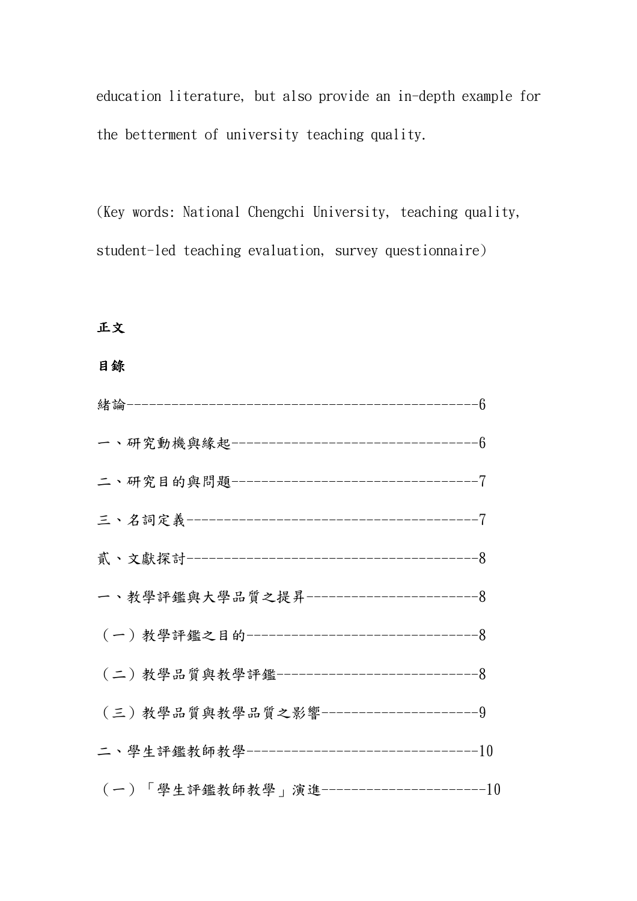education literature, but also provide an in-depth example for the betterment of university teaching quality.

(Key words: National Chengchi University, teaching quality, student-led teaching evaluation, survey questionnaire)

**正文**

**目錄**

緒論----------------------------------------------6

一、研究動機與緣起---------------------------------6

二、研究目的與問題---------------------------------7

三、名詞定義---------------------------------------7

貳、文獻探討---------------------------------------8

一、教學評鑑與大學品質之提昇-----------------------8

（一）教學評鑑之目的-------------------------------8

（二）教學品質與教學評鑑---------------------------8

（三）教學品質與教學品質之影響---------------------9

二、學生評鑑教師教學-------------------------------10

（一）「學生評鑑教師教學」演進---------------------10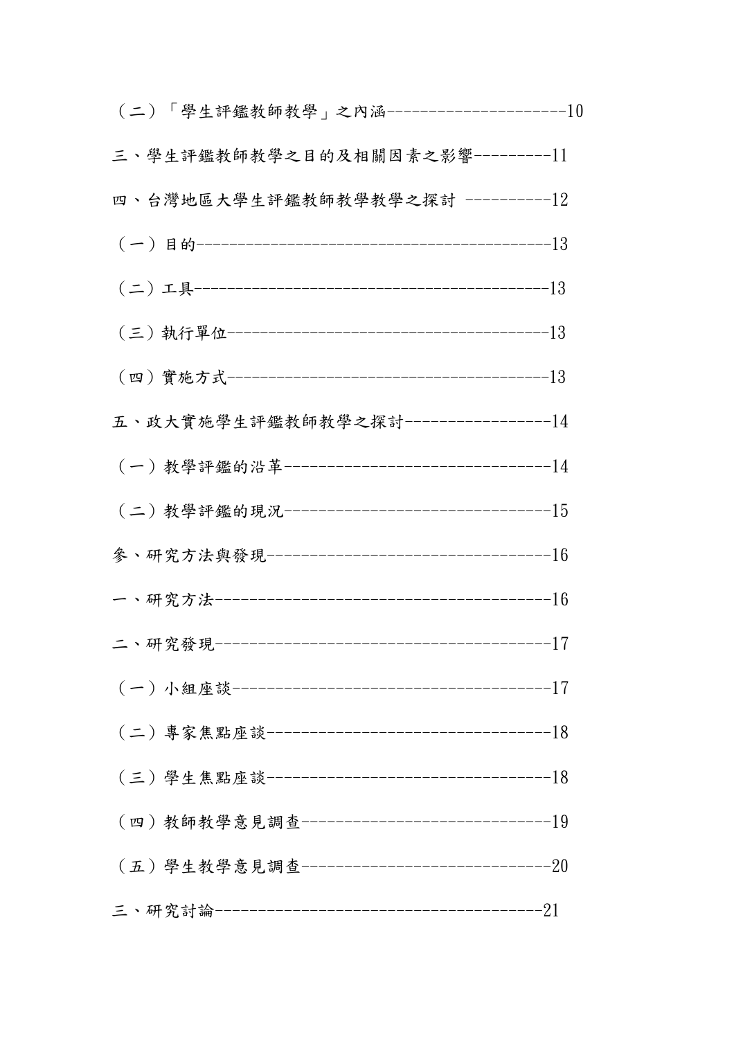（二）「學生評鑑教師教學」之內涵---------------------10

三、學生評鑑教師教學之目的及相關因素之影響---------11

四、台灣地區大學生評鑑教師教學教學之探討 ----------12

（一）目的------------------------------------------13

（二）工具------------------------------------------13

（三）執行單位--------------------------------------13

（四）實施方式--------------------------------------13

五、政大實施學生評鑑教師教學之探討-----------------14

（一）教學評鑑的沿革--------------------------------14

（二）教學評鑑的現況--------------------------------15

參、研究方法與發現----------------------------------16

一、研究方法----------------------------------------16

二、研究發現----------------------------------------17

（一）小組座談--------------------------------------17

（二）專家焦點座談----------------------------------18

（三）學生焦點座談----------------------------------18

（四）教師教學意見調查------------------------------19

（五）學生教學意見調查------------------------------20

三、研究討論----------------------------------------21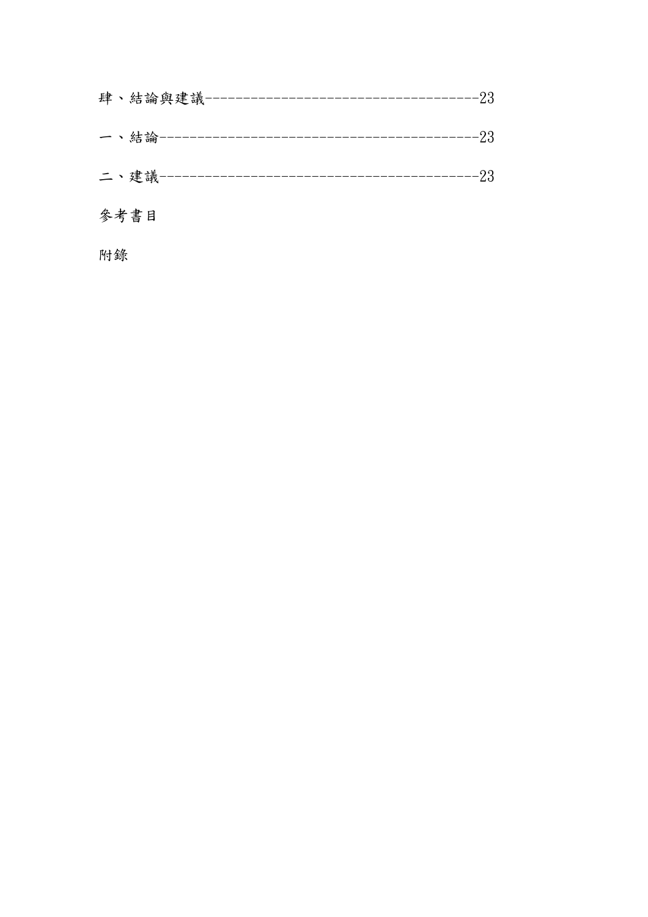肆、結論與建議------------------------------------23

一、結論-----------------------------------------23

二、建議-----------------------------------------23

參考書目

附錄